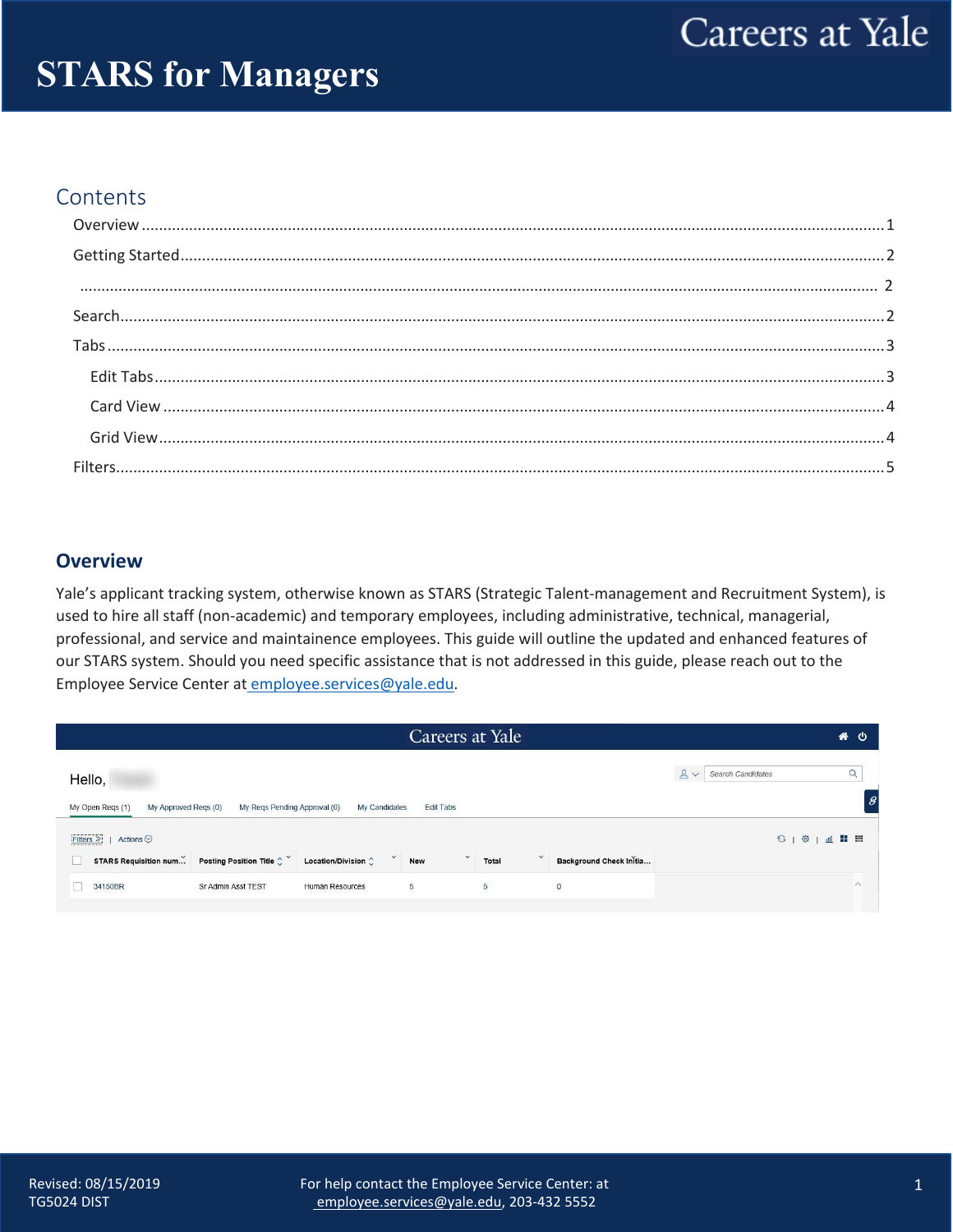# STARS for Managers

Careers at Yale

## Contents

- Overview ........................................................................ 1
- Getting Started ................................................................ 2
- ........................................................................................ 2
- Search .............................................................................. 2
- Tabs .................................................................................. 3
  - Edit Tabs ..................................................................... 3
  - Card View .................................................................... 4
  - Grid View ..................................................................... 4
- Filters ............................................................................... 5

## Overview

Yale's applicant tracking system, otherwise known as STARS (Strategic Talent-management and Recruitment System), is used to hire all staff (non-academic) and temporary employees, including administrative, technical, managerial, professional, and service and maintainence employees. This guide will outline the updated and enhanced features of our STARS system. Should you need specific assistance that is not addressed in this guide, please reach out to the Employee Service Center at employee.services@yale.edu.

Revised: 08/15/2019
TG5024 DIST

For help contact the Employee Service Center: at employee.services@yale.edu, 203-432 5552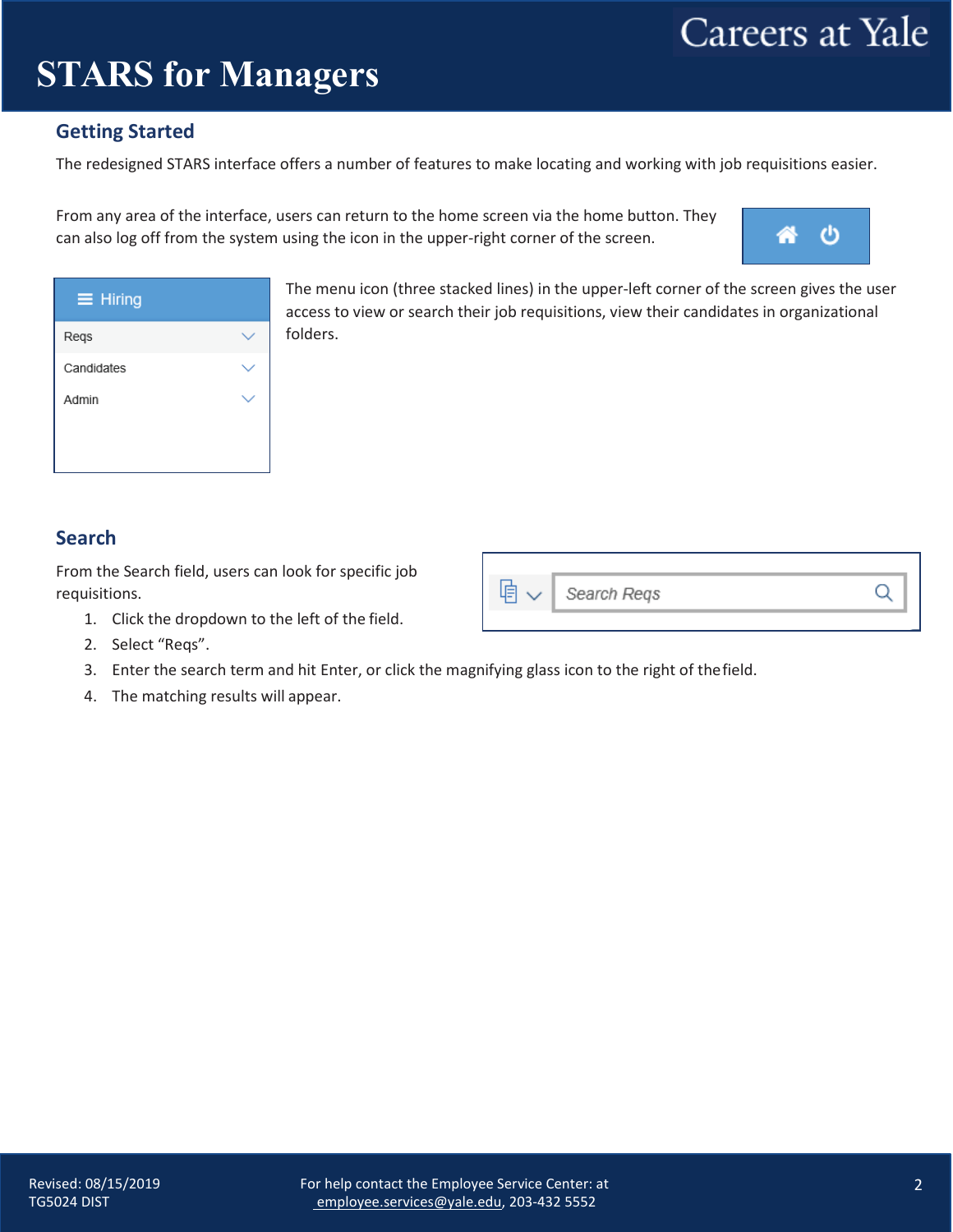# STARS for Managers

## Getting Started

The redesigned STARS interface offers a number of features to make locating and working with job requisitions easier.

From any area of the interface, users can return to the home screen via the home button. They can also log off from the system using the icon in the upper-right corner of the screen.

The menu icon (three stacked lines) in the upper-left corner of the screen gives the user access to view or search their job requisitions, view their candidates in organizational folders.

## Search

From the Search field, users can look for specific job requisitions.

1. Click the dropdown to the left of the field.
2. Select "Reqs".
3. Enter the search term and hit Enter, or click the magnifying glass icon to the right of the field.
4. The matching results will appear.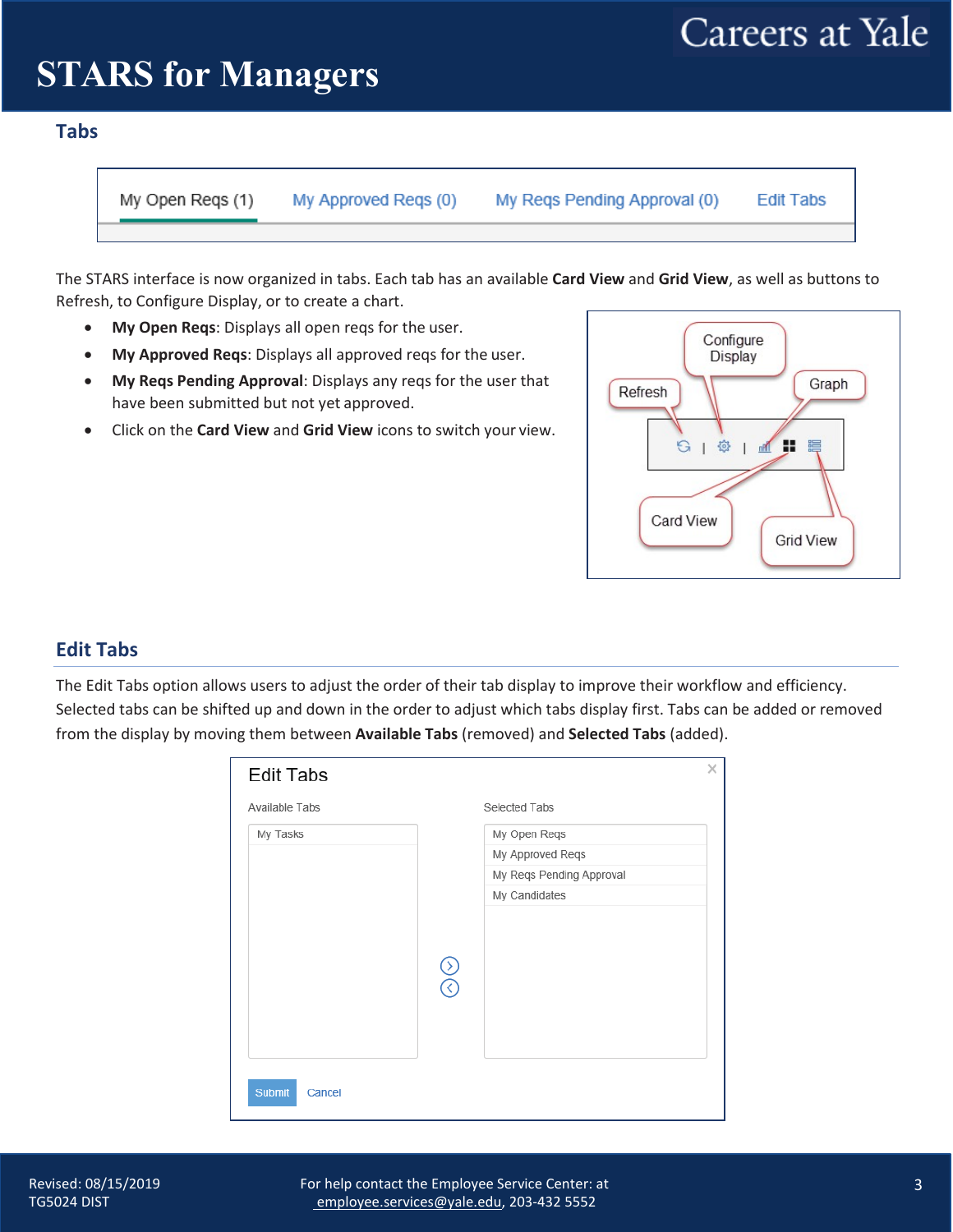## Tabs

The STARS interface is now organized in tabs. Each tab has an available **Card View** and **Grid View**, as well as buttons to Refresh, to Configure Display, or to create a chart.

- **My Open Reqs**: Displays all open reqs for the user.
- **My Approved Reqs**: Displays all approved reqs for the user.
- **My Reqs Pending Approval**: Displays any reqs for the user that have been submitted but not yet approved.
- Click on the **Card View** and **Grid View** icons to switch your view.

## Edit Tabs

The Edit Tabs option allows users to adjust the order of their tab display to improve their workflow and efficiency. Selected tabs can be shifted up and down in the order to adjust which tabs display first. Tabs can be added or removed from the display by moving them between **Available Tabs** (removed) and **Selected Tabs** (added).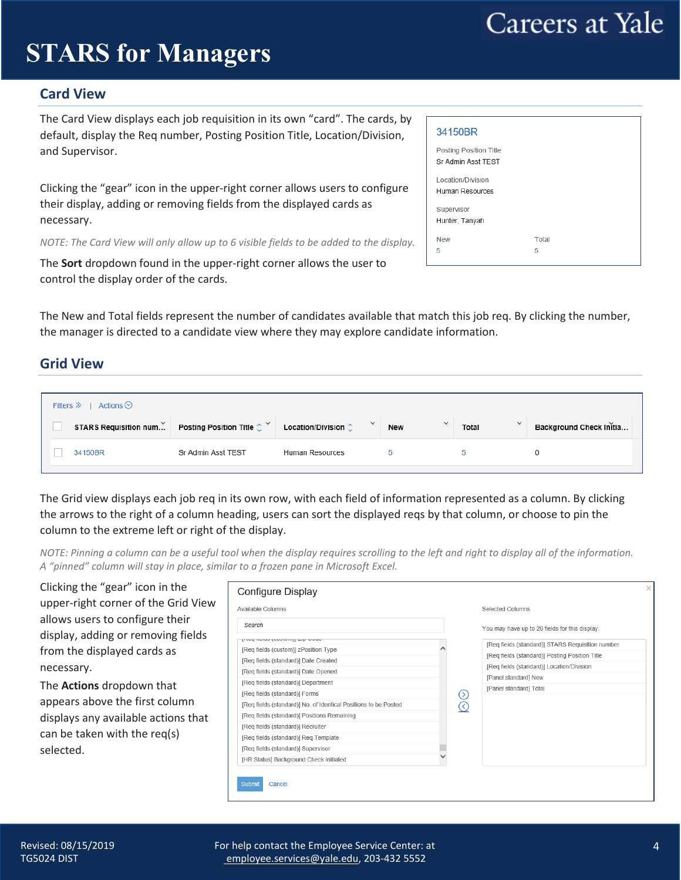# STARS for Managers

## Card View

The Card View displays each job requisition in its own "card". The cards, by default, display the Req number, Posting Position Title, Location/Division, and Supervisor.

Clicking the "gear" icon in the upper-right corner allows users to configure their display, adding or removing fields from the displayed cards as necessary.

*NOTE: The Card View will only allow up to 6 visible fields to be added to the display.*

The **Sort** dropdown found in the upper-right corner allows the user to control the display order of the cards.

34150BR

Posting Position Title
Sr Admin Asst TEST

Location/Division
Human Resources

Supervisor
Hunter, Tanyah

| New | Total |
|---|---|
| 5 | 5 |

The New and Total fields represent the number of candidates available that match this job req. By clicking the number, the manager is directed to a candidate view where they may explore candidate information.

## Grid View

Filters » | Actions

| | STARS Requisition num... | Posting Position Title | Location/Division | New | Total | Background Check Initia... |
|---|---|---|---|---|---|---|
| ☐ | 34150BR | Sr Admin Asst TEST | Human Resources | 5 | 5 | 0 |

The Grid view displays each job req in its own row, with each field of information represented as a column. By clicking the arrows to the right of a column heading, users can sort the displayed reqs by that column, or choose to pin the column to the extreme left or right of the display.

*NOTE: Pinning a column can be a useful tool when the display requires scrolling to the left and right to display all of the information. A "pinned" column will stay in place, similar to a frozen pane in Microsoft Excel.*

Clicking the "gear" icon in the upper-right corner of the Grid View allows users to configure their display, adding or removing fields from the displayed cards as necessary.

The **Actions** dropdown that appears above the first column displays any available actions that can be taken with the req(s) selected.

**Configure Display**

Available Columns

Search

- [Req fields (custom)] Zip Code
- [Req fields (custom)] zPosition Type
- [Req fields (standard)] Date Created
- [Req fields (standard)] Date Opened
- [Req fields (standard)] Department
- [Req fields (standard)] Forms
- [Req fields (standard)] No. of Identical Positions to be Posted
- [Req fields (standard)] Positions Remaining
- [Req fields (standard)] Recruiter
- [Req fields (standard)] Req Template
- [Req fields (standard)] Supervisor
- [HR Status] Background Check Initiated

Selected Columns

You may have up to 20 fields for this display.

- [Req fields (standard)] STARS Requisition number
- [Req fields (standard)] Posting Position Title
- [Req fields (standard)] Location/Division
- [Panel standard] New
- [Panel standard] Total

Submit Cancel

Revised: 08/15/2019
TG5024 DIST

For help contact the Employee Service Center: at employee.services@yale.edu, 203-432 5552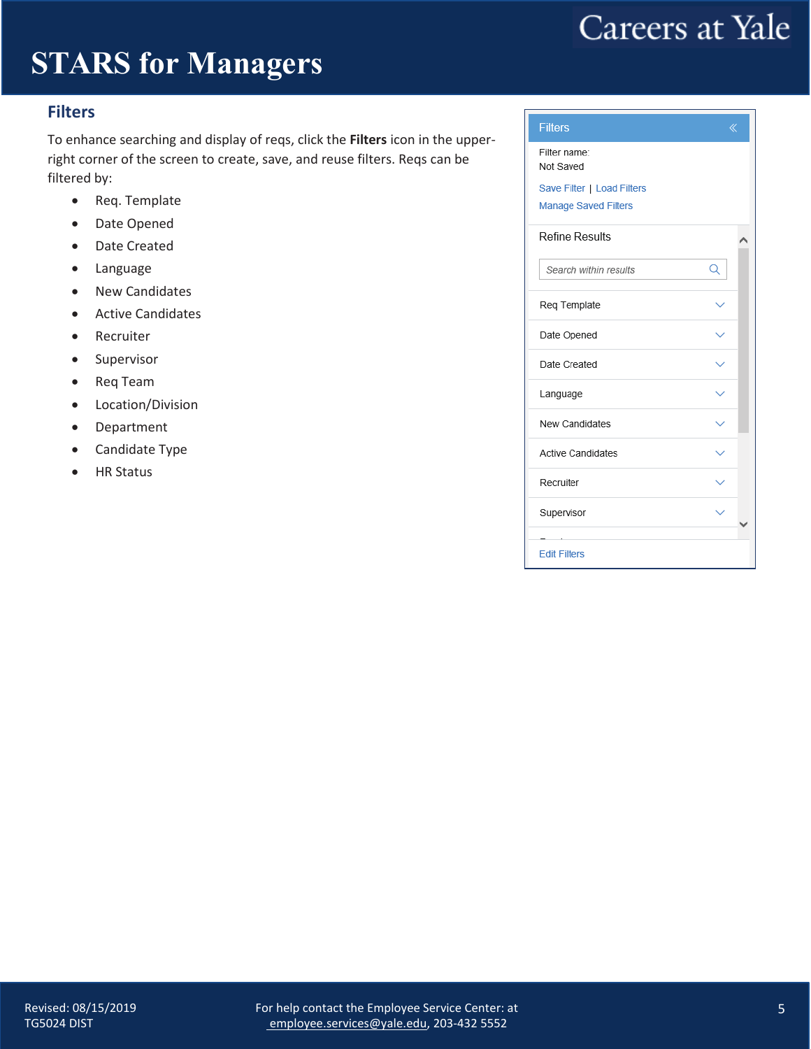## Filters

To enhance searching and display of reqs, click the **Filters** icon in the upper-right corner of the screen to create, save, and reuse filters. Reqs can be filtered by:

- Req. Template
- Date Opened
- Date Created
- Language
- New Candidates
- Active Candidates
- Recruiter
- Supervisor
- Req Team
- Location/Division
- Department
- Candidate Type
- HR Status

Filters

Filter name:
Not Saved

Save Filter | Load Filters
Manage Saved Filters

Refine Results

Search within results

Req Template
Date Opened
Date Created
Language
New Candidates
Active Candidates
Recruiter
Supervisor

Edit Filters

Revised: 08/15/2019
TG5024 DIST

For help contact the Employee Service Center: at employee.services@yale.edu, 203-432 5552